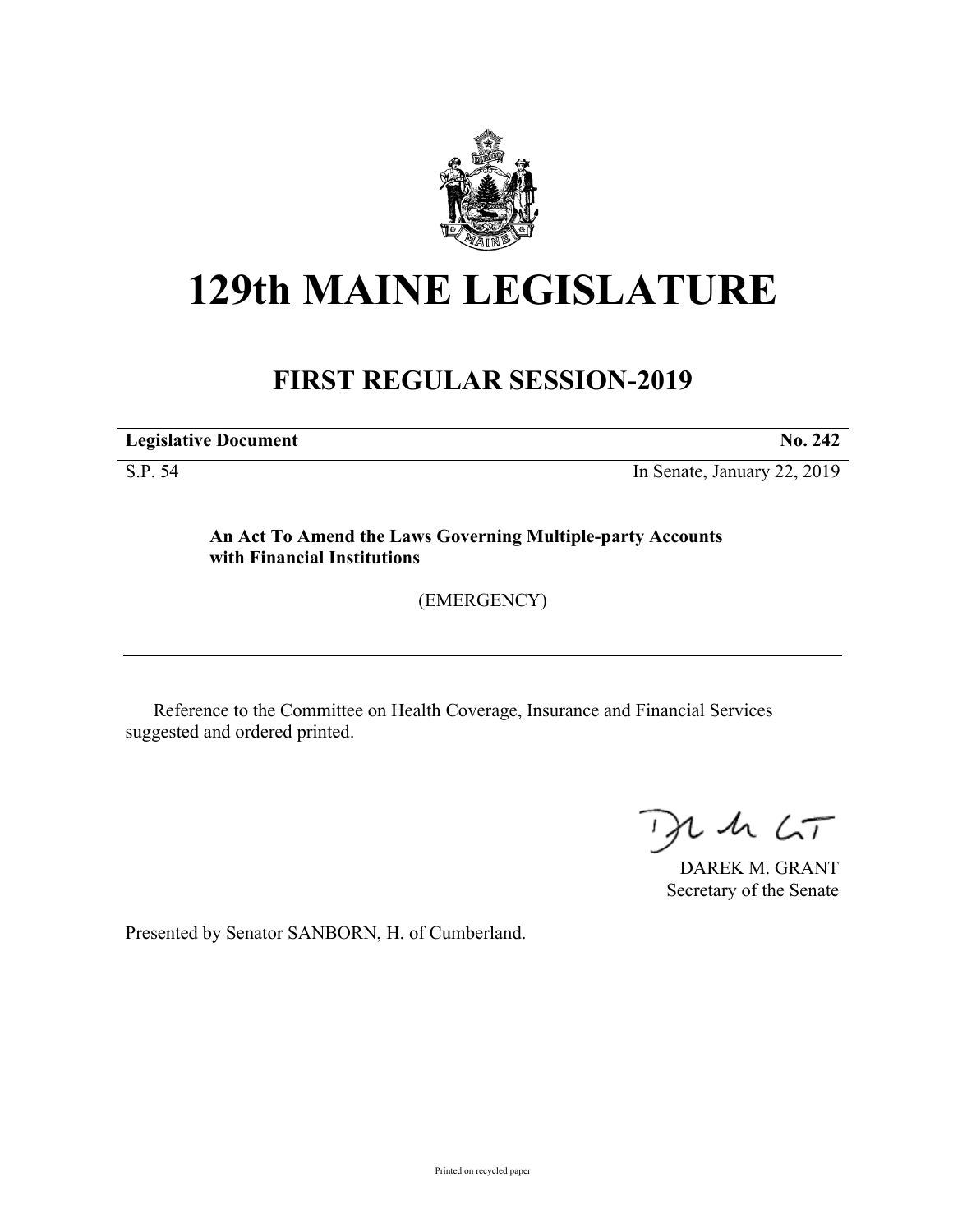# 129th MAINE LEGISLATURE

## FIRST REGULAR SESSION-2019

**Legislative Document** **No. 242**

S.P. 54 In Senate, January 22, 2019

**An Act To Amend the Laws Governing Multiple-party Accounts with Financial Institutions**

(EMERGENCY)

Reference to the Committee on Health Coverage, Insurance and Financial Services suggested and ordered printed.

DAREK M. GRANT
Secretary of the Senate

Presented by Senator SANBORN, H. of Cumberland.

Printed on recycled paper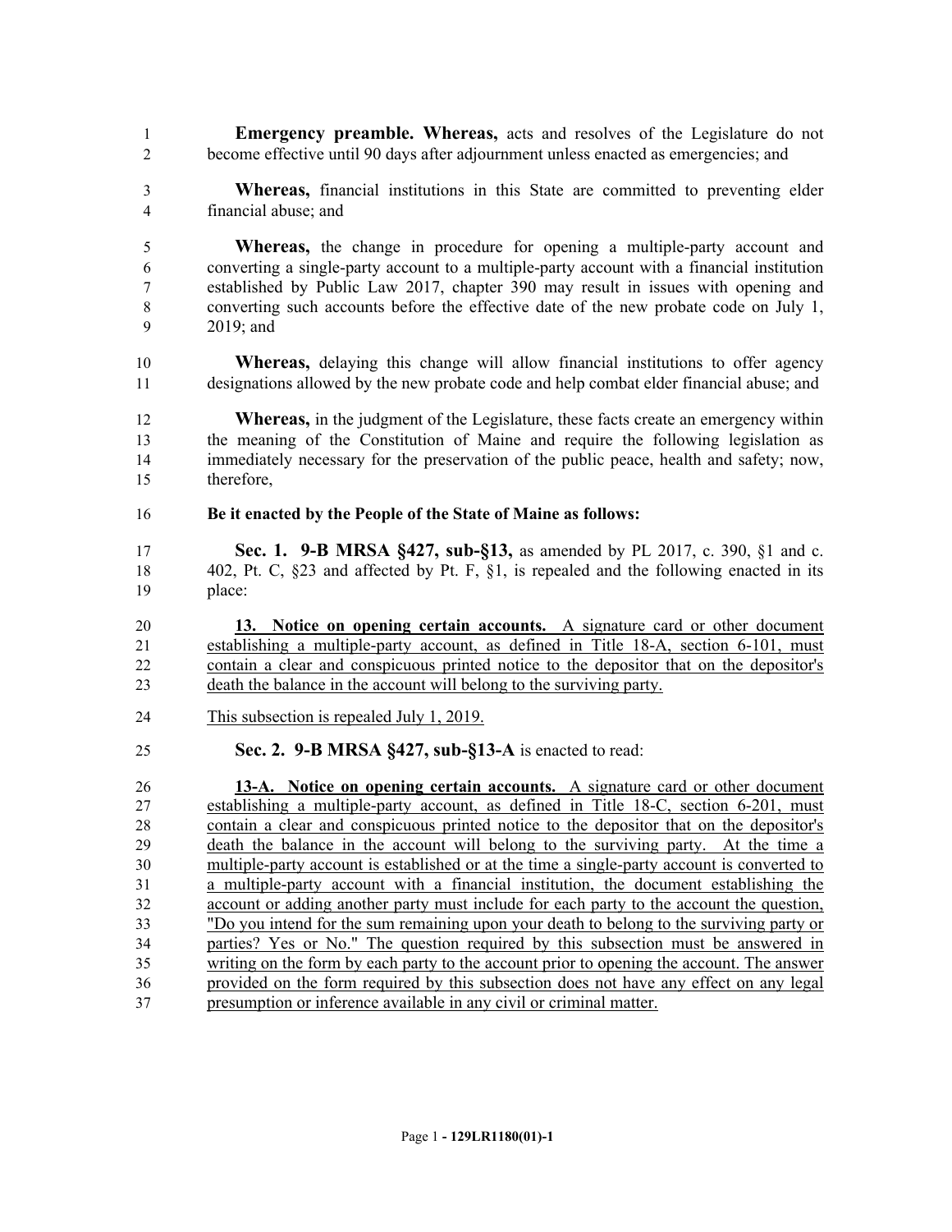**Emergency preamble. Whereas,** acts and resolves of the Legislature do not become effective until 90 days after adjournment unless enacted as emergencies; and

**Whereas,** financial institutions in this State are committed to preventing elder financial abuse; and

**Whereas,** the change in procedure for opening a multiple-party account and converting a single-party account to a multiple-party account with a financial institution established by Public Law 2017, chapter 390 may result in issues with opening and converting such accounts before the effective date of the new probate code on July 1, 2019; and

**Whereas,** delaying this change will allow financial institutions to offer agency designations allowed by the new probate code and help combat elder financial abuse; and

**Whereas,** in the judgment of the Legislature, these facts create an emergency within the meaning of the Constitution of Maine and require the following legislation as immediately necessary for the preservation of the public peace, health and safety; now, therefore,

**Be it enacted by the People of the State of Maine as follows:**

**Sec. 1. 9-B MRSA §427, sub-§13,** as amended by PL 2017, c. 390, §1 and c. 402, Pt. C, §23 and affected by Pt. F, §1, is repealed and the following enacted in its place:

**13. Notice on opening certain accounts.** A signature card or other document establishing a multiple-party account, as defined in Title 18-A, section 6-101, must contain a clear and conspicuous printed notice to the depositor that on the depositor's death the balance in the account will belong to the surviving party.

This subsection is repealed July 1, 2019.

**Sec. 2. 9-B MRSA §427, sub-§13-A** is enacted to read:

**13-A. Notice on opening certain accounts.** A signature card or other document establishing a multiple-party account, as defined in Title 18-C, section 6-201, must contain a clear and conspicuous printed notice to the depositor that on the depositor's death the balance in the account will belong to the surviving party. At the time a multiple-party account is established or at the time a single-party account is converted to a multiple-party account with a financial institution, the document establishing the account or adding another party must include for each party to the account the question, "Do you intend for the sum remaining upon your death to belong to the surviving party or parties? Yes or No." The question required by this subsection must be answered in writing on the form by each party to the account prior to opening the account. The answer provided on the form required by this subsection does not have any effect on any legal presumption or inference available in any civil or criminal matter.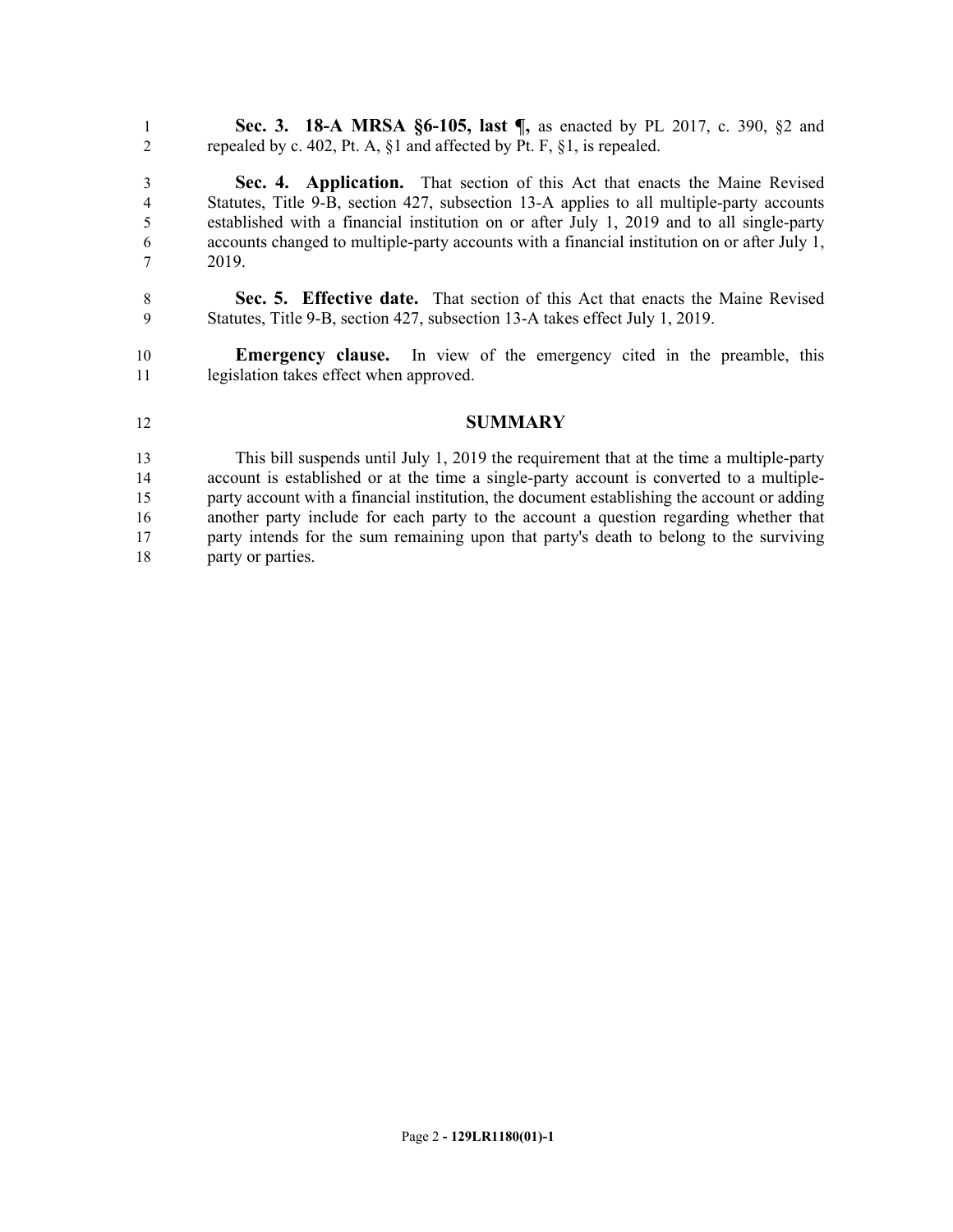**Sec. 3. 18-A MRSA §6-105, last ¶,** as enacted by PL 2017, c. 390, §2 and repealed by c. 402, Pt. A, §1 and affected by Pt. F, §1, is repealed.

**Sec. 4. Application.** That section of this Act that enacts the Maine Revised Statutes, Title 9-B, section 427, subsection 13-A applies to all multiple-party accounts established with a financial institution on or after July 1, 2019 and to all single-party accounts changed to multiple-party accounts with a financial institution on or after July 1, 2019.

**Sec. 5. Effective date.** That section of this Act that enacts the Maine Revised Statutes, Title 9-B, section 427, subsection 13-A takes effect July 1, 2019.

**Emergency clause.** In view of the emergency cited in the preamble, this legislation takes effect when approved.

## SUMMARY

This bill suspends until July 1, 2019 the requirement that at the time a multiple-party account is established or at the time a single-party account is converted to a multiple-party account with a financial institution, the document establishing the account or adding another party include for each party to the account a question regarding whether that party intends for the sum remaining upon that party's death to belong to the surviving party or parties.